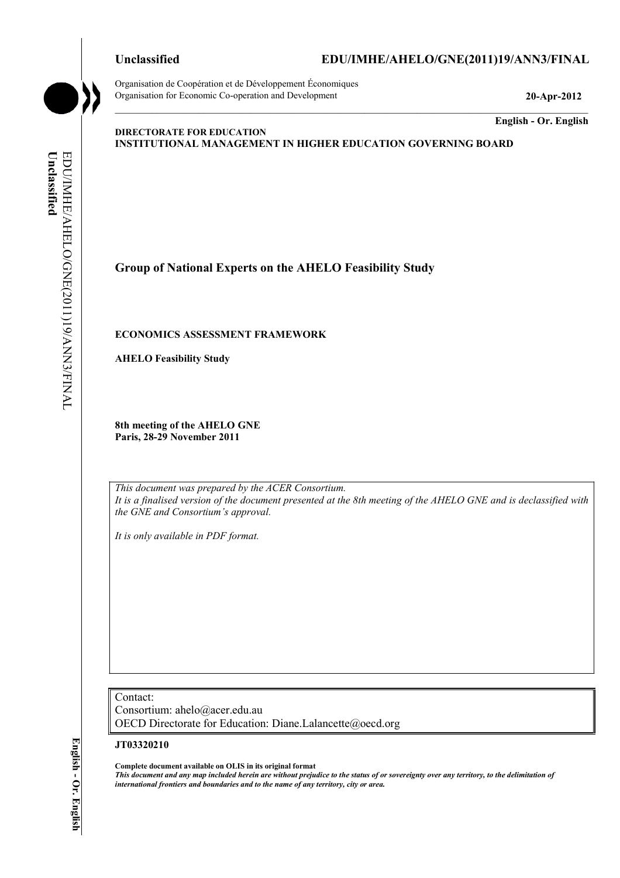**Unclassified** **EDU/IMHE/AHELO/GNE(2011)19/ANN3/FINAL**

Organisation de Coopération et de Développement Économiques
Organisation for Economic Co-operation and Development

**20-Apr-2012**

**English - Or. English**

**DIRECTORATE FOR EDUCATION**
**INSTITUTIONAL MANAGEMENT IN HIGHER EDUCATION GOVERNING BOARD**

## Group of National Experts on the AHELO Feasibility Study

**ECONOMICS ASSESSMENT FRAMEWORK**

**AHELO Feasibility Study**

**8th meeting of the AHELO GNE**
**Paris, 28-29 November 2011**

*This document was prepared by the ACER Consortium.*
*It is a finalised version of the document presented at the 8th meeting of the AHELO GNE and is declassified with the GNE and Consortium's approval.*

*It is only available in PDF format.*

Contact:
Consortium: ahelo@acer.edu.au
OECD Directorate for Education: Diane.Lalancette@oecd.org

**JT03320210**

**Complete document available on OLIS in its original format**
***This document and any map included herein are without prejudice to the status of or sovereignty over any territory, to the delimitation of international frontiers and boundaries and to the name of any territory, city or area.***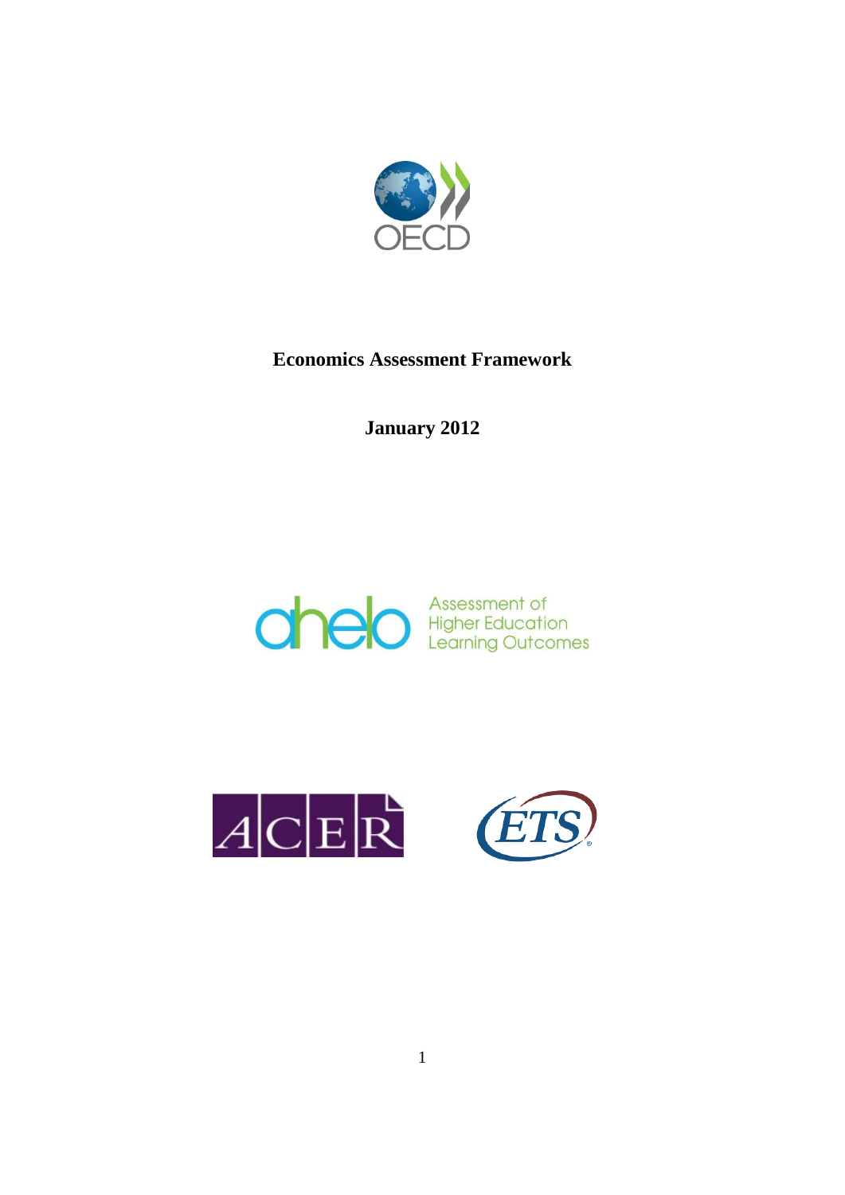**Economics Assessment Framework**

**January 2012**

Assessment of Higher Education Learning Outcomes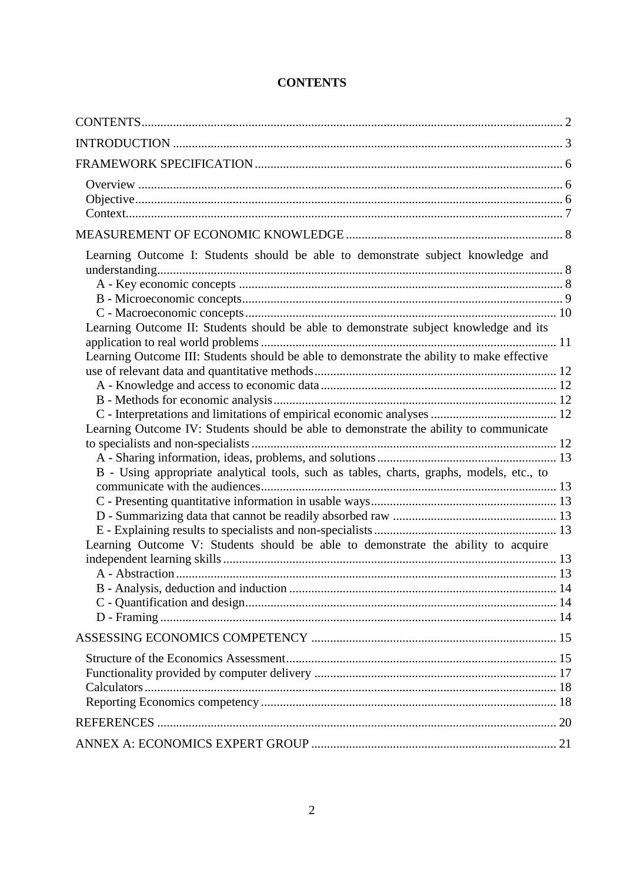# CONTENTS

- CONTENTS ..... 2
- INTRODUCTION ..... 3
- FRAMEWORK SPECIFICATION ..... 6
  - Overview ..... 6
  - Objective ..... 6
  - Context ..... 7
- MEASUREMENT OF ECONOMIC KNOWLEDGE ..... 8
  - Learning Outcome I: Students should be able to demonstrate subject knowledge and understanding ..... 8
    - A - Key economic concepts ..... 8
    - B - Microeconomic concepts ..... 9
    - C - Macroeconomic concepts ..... 10
  - Learning Outcome II: Students should be able to demonstrate subject knowledge and its application to real world problems ..... 11
  - Learning Outcome III: Students should be able to demonstrate the ability to make effective use of relevant data and quantitative methods ..... 12
    - A - Knowledge and access to economic data ..... 12
    - B - Methods for economic analysis ..... 12
    - C - Interpretations and limitations of empirical economic analyses ..... 12
  - Learning Outcome IV: Students should be able to demonstrate the ability to communicate to specialists and non-specialists ..... 12
    - A - Sharing information, ideas, problems, and solutions ..... 13
    - B - Using appropriate analytical tools, such as tables, charts, graphs, models, etc., to communicate with the audiences ..... 13
    - C - Presenting quantitative information in usable ways ..... 13
    - D - Summarizing data that cannot be readily absorbed raw ..... 13
    - E - Explaining results to specialists and non-specialists ..... 13
  - Learning Outcome V: Students should be able to demonstrate the ability to acquire independent learning skills ..... 13
    - A - Abstraction ..... 13
    - B - Analysis, deduction and induction ..... 14
    - C - Quantification and design ..... 14
    - D - Framing ..... 14
- ASSESSING ECONOMICS COMPETENCY ..... 15
  - Structure of the Economics Assessment ..... 15
  - Functionality provided by computer delivery ..... 17
  - Calculators ..... 18
  - Reporting Economics competency ..... 18
- REFERENCES ..... 20
- ANNEX A: ECONOMICS EXPERT GROUP ..... 21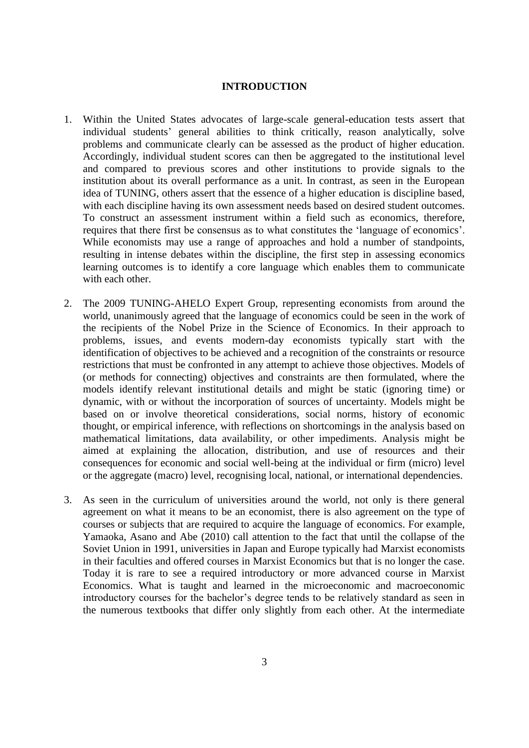## INTRODUCTION

1. Within the United States advocates of large-scale general-education tests assert that individual students' general abilities to think critically, reason analytically, solve problems and communicate clearly can be assessed as the product of higher education. Accordingly, individual student scores can then be aggregated to the institutional level and compared to previous scores and other institutions to provide signals to the institution about its overall performance as a unit. In contrast, as seen in the European idea of TUNING, others assert that the essence of a higher education is discipline based, with each discipline having its own assessment needs based on desired student outcomes. To construct an assessment instrument within a field such as economics, therefore, requires that there first be consensus as to what constitutes the 'language of economics'. While economists may use a range of approaches and hold a number of standpoints, resulting in intense debates within the discipline, the first step in assessing economics learning outcomes is to identify a core language which enables them to communicate with each other.

2. The 2009 TUNING-AHELO Expert Group, representing economists from around the world, unanimously agreed that the language of economics could be seen in the work of the recipients of the Nobel Prize in the Science of Economics. In their approach to problems, issues, and events modern-day economists typically start with the identification of objectives to be achieved and a recognition of the constraints or resource restrictions that must be confronted in any attempt to achieve those objectives. Models of (or methods for connecting) objectives and constraints are then formulated, where the models identify relevant institutional details and might be static (ignoring time) or dynamic, with or without the incorporation of sources of uncertainty. Models might be based on or involve theoretical considerations, social norms, history of economic thought, or empirical inference, with reflections on shortcomings in the analysis based on mathematical limitations, data availability, or other impediments. Analysis might be aimed at explaining the allocation, distribution, and use of resources and their consequences for economic and social well-being at the individual or firm (micro) level or the aggregate (macro) level, recognising local, national, or international dependencies.

3. As seen in the curriculum of universities around the world, not only is there general agreement on what it means to be an economist, there is also agreement on the type of courses or subjects that are required to acquire the language of economics. For example, Yamaoka, Asano and Abe (2010) call attention to the fact that until the collapse of the Soviet Union in 1991, universities in Japan and Europe typically had Marxist economists in their faculties and offered courses in Marxist Economics but that is no longer the case. Today it is rare to see a required introductory or more advanced course in Marxist Economics. What is taught and learned in the microeconomic and macroeconomic introductory courses for the bachelor's degree tends to be relatively standard as seen in the numerous textbooks that differ only slightly from each other. At the intermediate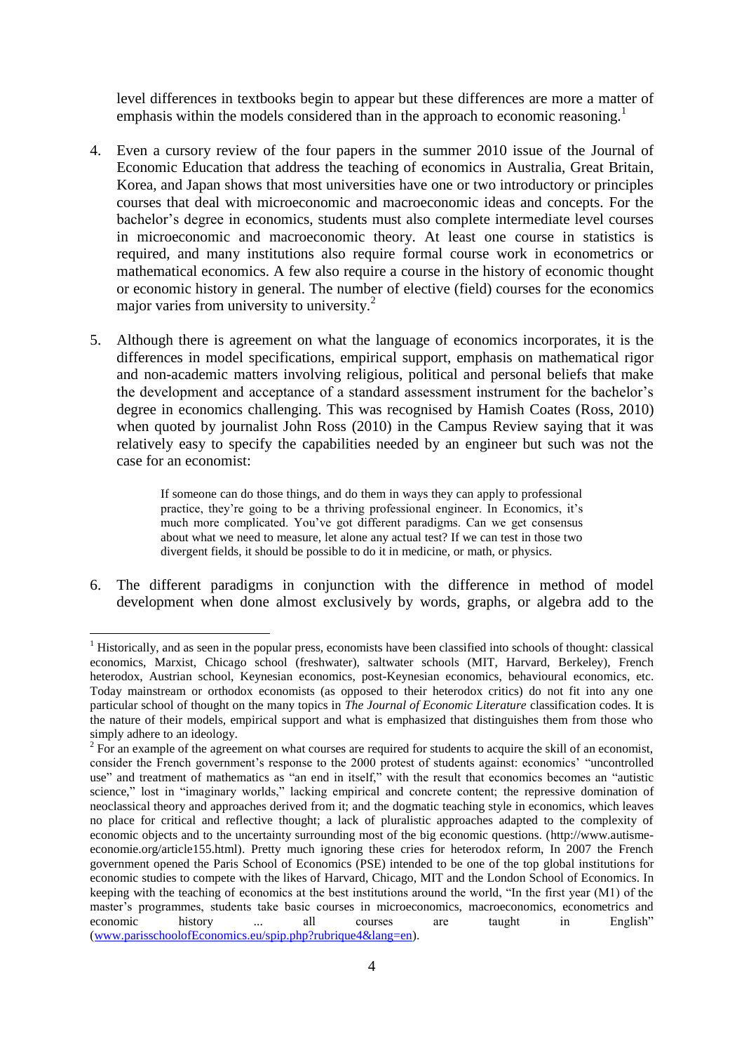level differences in textbooks begin to appear but these differences are more a matter of emphasis within the models considered than in the approach to economic reasoning.[1]

4. Even a cursory review of the four papers in the summer 2010 issue of the Journal of Economic Education that address the teaching of economics in Australia, Great Britain, Korea, and Japan shows that most universities have one or two introductory or principles courses that deal with microeconomic and macroeconomic ideas and concepts. For the bachelor's degree in economics, students must also complete intermediate level courses in microeconomic and macroeconomic theory. At least one course in statistics is required, and many institutions also require formal course work in econometrics or mathematical economics. A few also require a course in the history of economic thought or economic history in general. The number of elective (field) courses for the economics major varies from university to university.[2]

5. Although there is agreement on what the language of economics incorporates, it is the differences in model specifications, empirical support, emphasis on mathematical rigor and non-academic matters involving religious, political and personal beliefs that make the development and acceptance of a standard assessment instrument for the bachelor's degree in economics challenging. This was recognised by Hamish Coates (Ross, 2010) when quoted by journalist John Ross (2010) in the Campus Review saying that it was relatively easy to specify the capabilities needed by an engineer but such was not the case for an economist:

> If someone can do those things, and do them in ways they can apply to professional practice, they're going to be a thriving professional engineer. In Economics, it's much more complicated. You've got different paradigms. Can we get consensus about what we need to measure, let alone any actual test? If we can test in those two divergent fields, it should be possible to do it in medicine, or math, or physics.

6. The different paradigms in conjunction with the difference in method of model development when done almost exclusively by words, graphs, or algebra add to the

---

[1] Historically, and as seen in the popular press, economists have been classified into schools of thought: classical economics, Marxist, Chicago school (freshwater), saltwater schools (MIT, Harvard, Berkeley), French heterodox, Austrian school, Keynesian economics, post-Keynesian economics, behavioural economics, etc. Today mainstream or orthodox economists (as opposed to their heterodox critics) do not fit into any one particular school of thought on the many topics in *The Journal of Economic Literature* classification codes. It is the nature of their models, empirical support and what is emphasized that distinguishes them from those who simply adhere to an ideology.

[2] For an example of the agreement on what courses are required for students to acquire the skill of an economist, consider the French government's response to the 2000 protest of students against: economics' "uncontrolled use" and treatment of mathematics as "an end in itself," with the result that economics becomes an "autistic science," lost in "imaginary worlds," lacking empirical and concrete content; the repressive domination of neoclassical theory and approaches derived from it; and the dogmatic teaching style in economics, which leaves no place for critical and reflective thought; a lack of pluralistic approaches adapted to the complexity of economic objects and to the uncertainty surrounding most of the big economic questions. (http://www.autisme-economie.org/article155.html). Pretty much ignoring these cries for heterodox reform, In 2007 the French government opened the Paris School of Economics (PSE) intended to be one of the top global institutions for economic studies to compete with the likes of Harvard, Chicago, MIT and the London School of Economics. In keeping with the teaching of economics at the best institutions around the world, "In the first year (M1) of the master's programmes, students take basic courses in microeconomics, macroeconomics, econometrics and economic history ... all courses are taught in English" (www.parisschoolofEconomics.eu/spip.php?rubrique4&lang=en).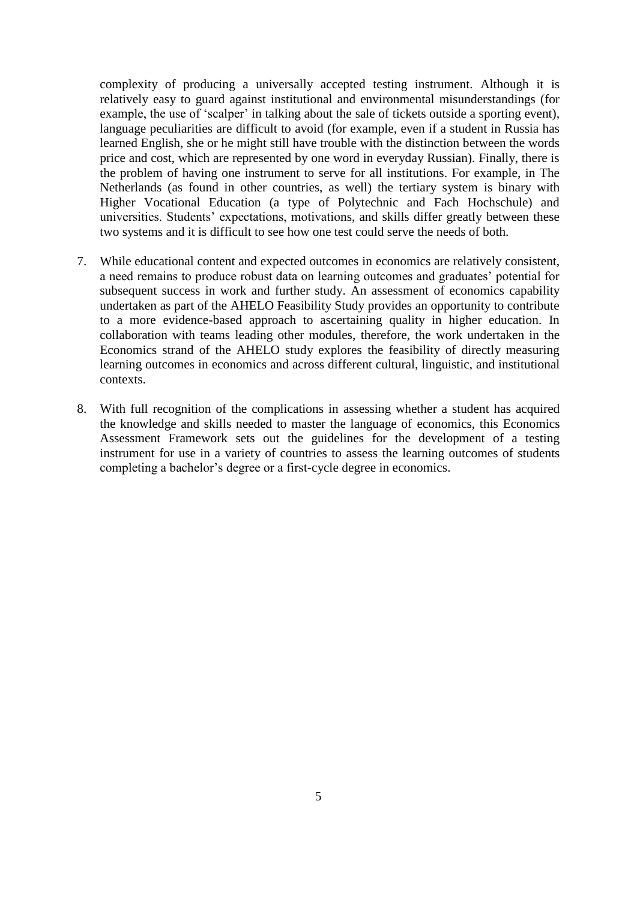complexity of producing a universally accepted testing instrument. Although it is relatively easy to guard against institutional and environmental misunderstandings (for example, the use of 'scalper' in talking about the sale of tickets outside a sporting event), language peculiarities are difficult to avoid (for example, even if a student in Russia has learned English, she or he might still have trouble with the distinction between the words price and cost, which are represented by one word in everyday Russian). Finally, there is the problem of having one instrument to serve for all institutions. For example, in The Netherlands (as found in other countries, as well) the tertiary system is binary with Higher Vocational Education (a type of Polytechnic and Fach Hochschule) and universities. Students' expectations, motivations, and skills differ greatly between these two systems and it is difficult to see how one test could serve the needs of both.

7. While educational content and expected outcomes in economics are relatively consistent, a need remains to produce robust data on learning outcomes and graduates' potential for subsequent success in work and further study. An assessment of economics capability undertaken as part of the AHELO Feasibility Study provides an opportunity to contribute to a more evidence-based approach to ascertaining quality in higher education. In collaboration with teams leading other modules, therefore, the work undertaken in the Economics strand of the AHELO study explores the feasibility of directly measuring learning outcomes in economics and across different cultural, linguistic, and institutional contexts.

8. With full recognition of the complications in assessing whether a student has acquired the knowledge and skills needed to master the language of economics, this Economics Assessment Framework sets out the guidelines for the development of a testing instrument for use in a variety of countries to assess the learning outcomes of students completing a bachelor's degree or a first-cycle degree in economics.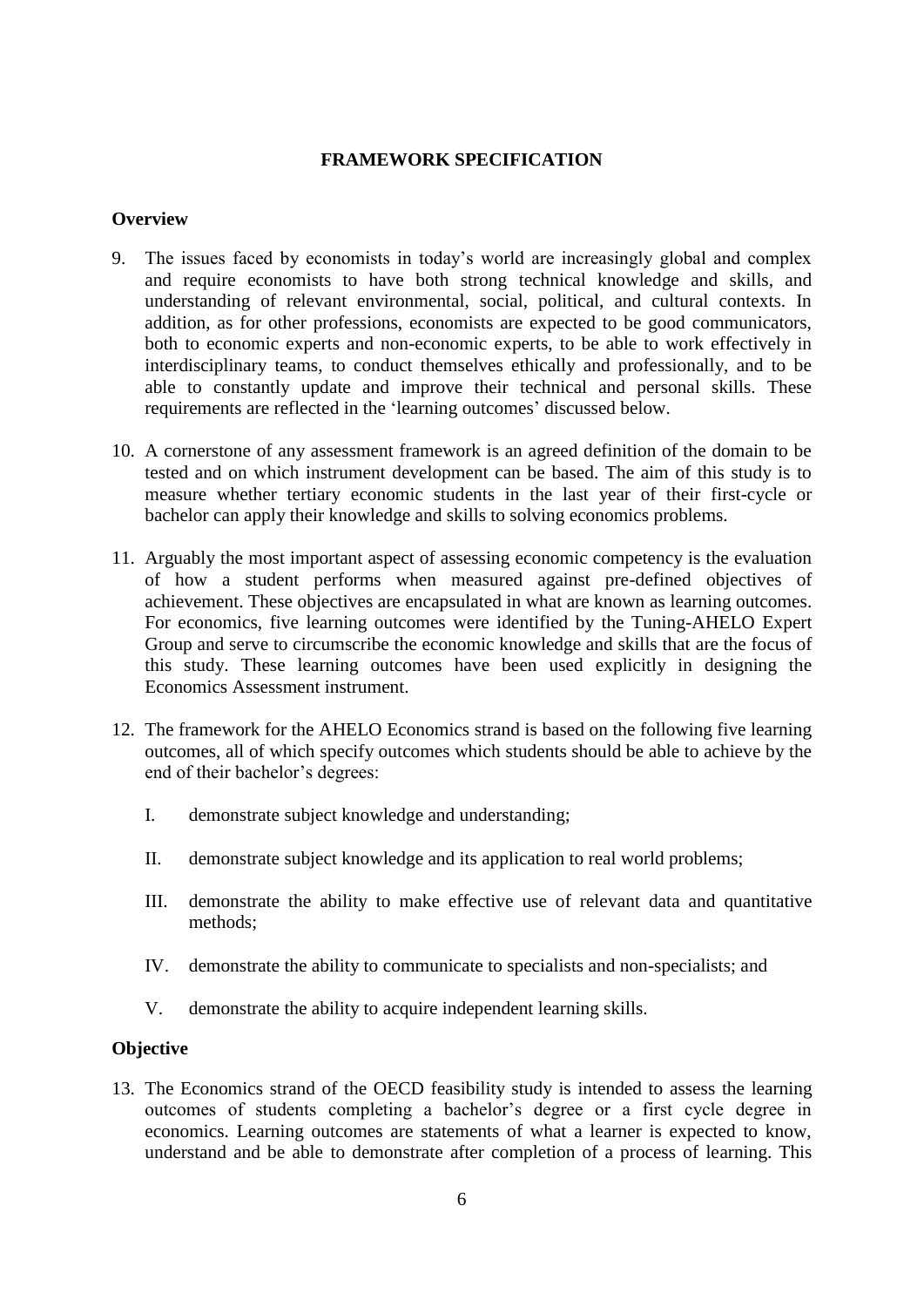## FRAMEWORK SPECIFICATION

### Overview

9. The issues faced by economists in today's world are increasingly global and complex and require economists to have both strong technical knowledge and skills, and understanding of relevant environmental, social, political, and cultural contexts. In addition, as for other professions, economists are expected to be good communicators, both to economic experts and non-economic experts, to be able to work effectively in interdisciplinary teams, to conduct themselves ethically and professionally, and to be able to constantly update and improve their technical and personal skills. These requirements are reflected in the 'learning outcomes' discussed below.

10. A cornerstone of any assessment framework is an agreed definition of the domain to be tested and on which instrument development can be based. The aim of this study is to measure whether tertiary economic students in the last year of their first-cycle or bachelor can apply their knowledge and skills to solving economics problems.

11. Arguably the most important aspect of assessing economic competency is the evaluation of how a student performs when measured against pre-defined objectives of achievement. These objectives are encapsulated in what are known as learning outcomes. For economics, five learning outcomes were identified by the Tuning-AHELO Expert Group and serve to circumscribe the economic knowledge and skills that are the focus of this study. These learning outcomes have been used explicitly in designing the Economics Assessment instrument.

12. The framework for the AHELO Economics strand is based on the following five learning outcomes, all of which specify outcomes which students should be able to achieve by the end of their bachelor's degrees:

    I. demonstrate subject knowledge and understanding;

    II. demonstrate subject knowledge and its application to real world problems;

    III. demonstrate the ability to make effective use of relevant data and quantitative methods;

    IV. demonstrate the ability to communicate to specialists and non-specialists; and

    V. demonstrate the ability to acquire independent learning skills.

### Objective

13. The Economics strand of the OECD feasibility study is intended to assess the learning outcomes of students completing a bachelor's degree or a first cycle degree in economics. Learning outcomes are statements of what a learner is expected to know, understand and be able to demonstrate after completion of a process of learning. This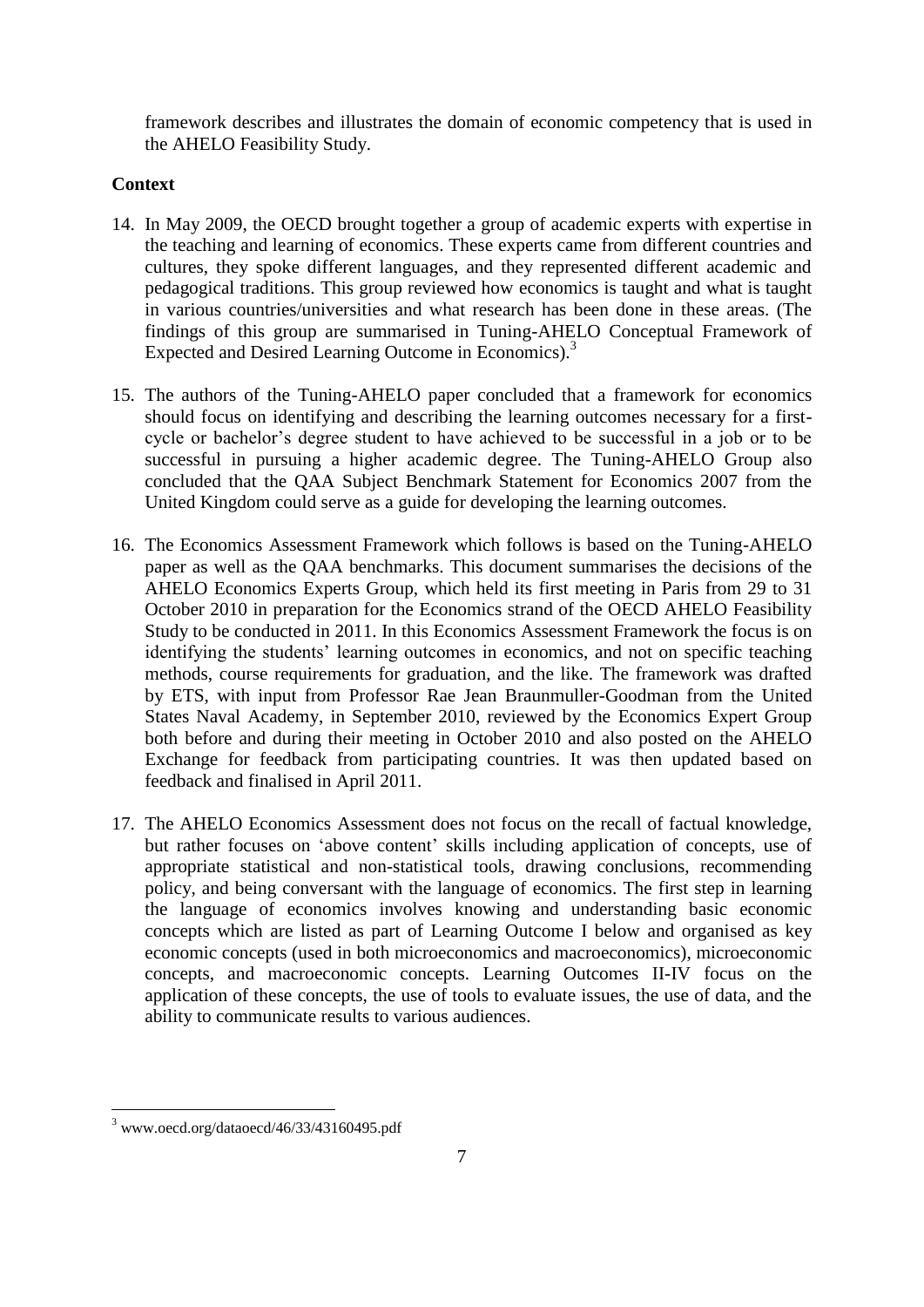framework describes and illustrates the domain of economic competency that is used in the AHELO Feasibility Study.

**Context**

14. In May 2009, the OECD brought together a group of academic experts with expertise in the teaching and learning of economics. These experts came from different countries and cultures, they spoke different languages, and they represented different academic and pedagogical traditions. This group reviewed how economics is taught and what is taught in various countries/universities and what research has been done in these areas. (The findings of this group are summarised in Tuning-AHELO Conceptual Framework of Expected and Desired Learning Outcome in Economics).[3]

15. The authors of the Tuning-AHELO paper concluded that a framework for economics should focus on identifying and describing the learning outcomes necessary for a first-cycle or bachelor's degree student to have achieved to be successful in a job or to be successful in pursuing a higher academic degree. The Tuning-AHELO Group also concluded that the QAA Subject Benchmark Statement for Economics 2007 from the United Kingdom could serve as a guide for developing the learning outcomes.

16. The Economics Assessment Framework which follows is based on the Tuning-AHELO paper as well as the QAA benchmarks. This document summarises the decisions of the AHELO Economics Experts Group, which held its first meeting in Paris from 29 to 31 October 2010 in preparation for the Economics strand of the OECD AHELO Feasibility Study to be conducted in 2011. In this Economics Assessment Framework the focus is on identifying the students' learning outcomes in economics, and not on specific teaching methods, course requirements for graduation, and the like. The framework was drafted by ETS, with input from Professor Rae Jean Braunmuller-Goodman from the United States Naval Academy, in September 2010, reviewed by the Economics Expert Group both before and during their meeting in October 2010 and also posted on the AHELO Exchange for feedback from participating countries. It was then updated based on feedback and finalised in April 2011.

17. The AHELO Economics Assessment does not focus on the recall of factual knowledge, but rather focuses on 'above content' skills including application of concepts, use of appropriate statistical and non-statistical tools, drawing conclusions, recommending policy, and being conversant with the language of economics. The first step in learning the language of economics involves knowing and understanding basic economic concepts which are listed as part of Learning Outcome I below and organised as key economic concepts (used in both microeconomics and macroeconomics), microeconomic concepts, and macroeconomic concepts. Learning Outcomes II-IV focus on the application of these concepts, the use of tools to evaluate issues, the use of data, and the ability to communicate results to various audiences.

---

[3] www.oecd.org/dataoecd/46/33/43160495.pdf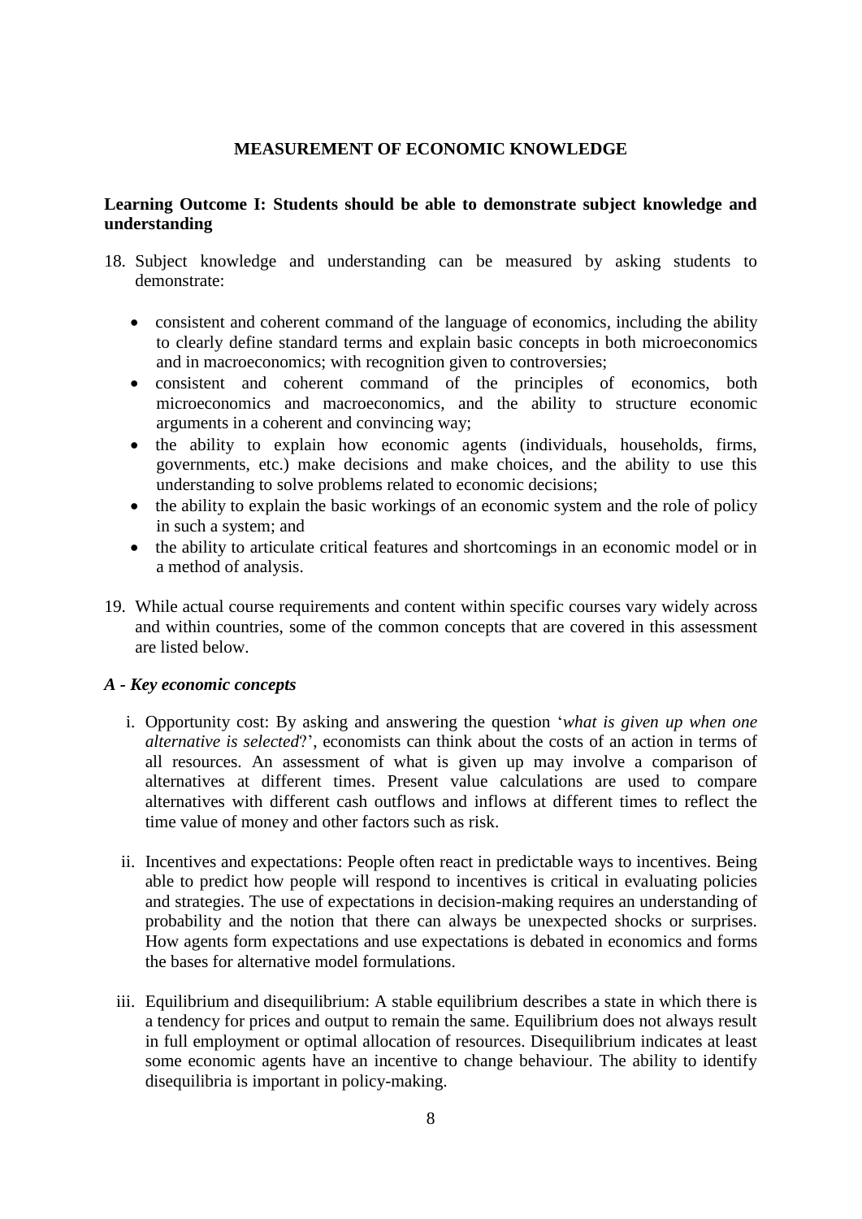## MEASUREMENT OF ECONOMIC KNOWLEDGE

### Learning Outcome I: Students should be able to demonstrate subject knowledge and understanding

18. Subject knowledge and understanding can be measured by asking students to demonstrate:

    - consistent and coherent command of the language of economics, including the ability to clearly define standard terms and explain basic concepts in both microeconomics and in macroeconomics; with recognition given to controversies;
    - consistent and coherent command of the principles of economics, both microeconomics and macroeconomics, and the ability to structure economic arguments in a coherent and convincing way;
    - the ability to explain how economic agents (individuals, households, firms, governments, etc.) make decisions and make choices, and the ability to use this understanding to solve problems related to economic decisions;
    - the ability to explain the basic workings of an economic system and the role of policy in such a system; and
    - the ability to articulate critical features and shortcomings in an economic model or in a method of analysis.

19. While actual course requirements and content within specific courses vary widely across and within countries, some of the common concepts that are covered in this assessment are listed below.

#### *A - Key economic concepts*

i. Opportunity cost: By asking and answering the question '*what is given up when one alternative is selected*?', economists can think about the costs of an action in terms of all resources. An assessment of what is given up may involve a comparison of alternatives at different times. Present value calculations are used to compare alternatives with different cash outflows and inflows at different times to reflect the time value of money and other factors such as risk.

ii. Incentives and expectations: People often react in predictable ways to incentives. Being able to predict how people will respond to incentives is critical in evaluating policies and strategies. The use of expectations in decision-making requires an understanding of probability and the notion that there can always be unexpected shocks or surprises. How agents form expectations and use expectations is debated in economics and forms the bases for alternative model formulations.

iii. Equilibrium and disequilibrium: A stable equilibrium describes a state in which there is a tendency for prices and output to remain the same. Equilibrium does not always result in full employment or optimal allocation of resources. Disequilibrium indicates at least some economic agents have an incentive to change behaviour. The ability to identify disequilibria is important in policy-making.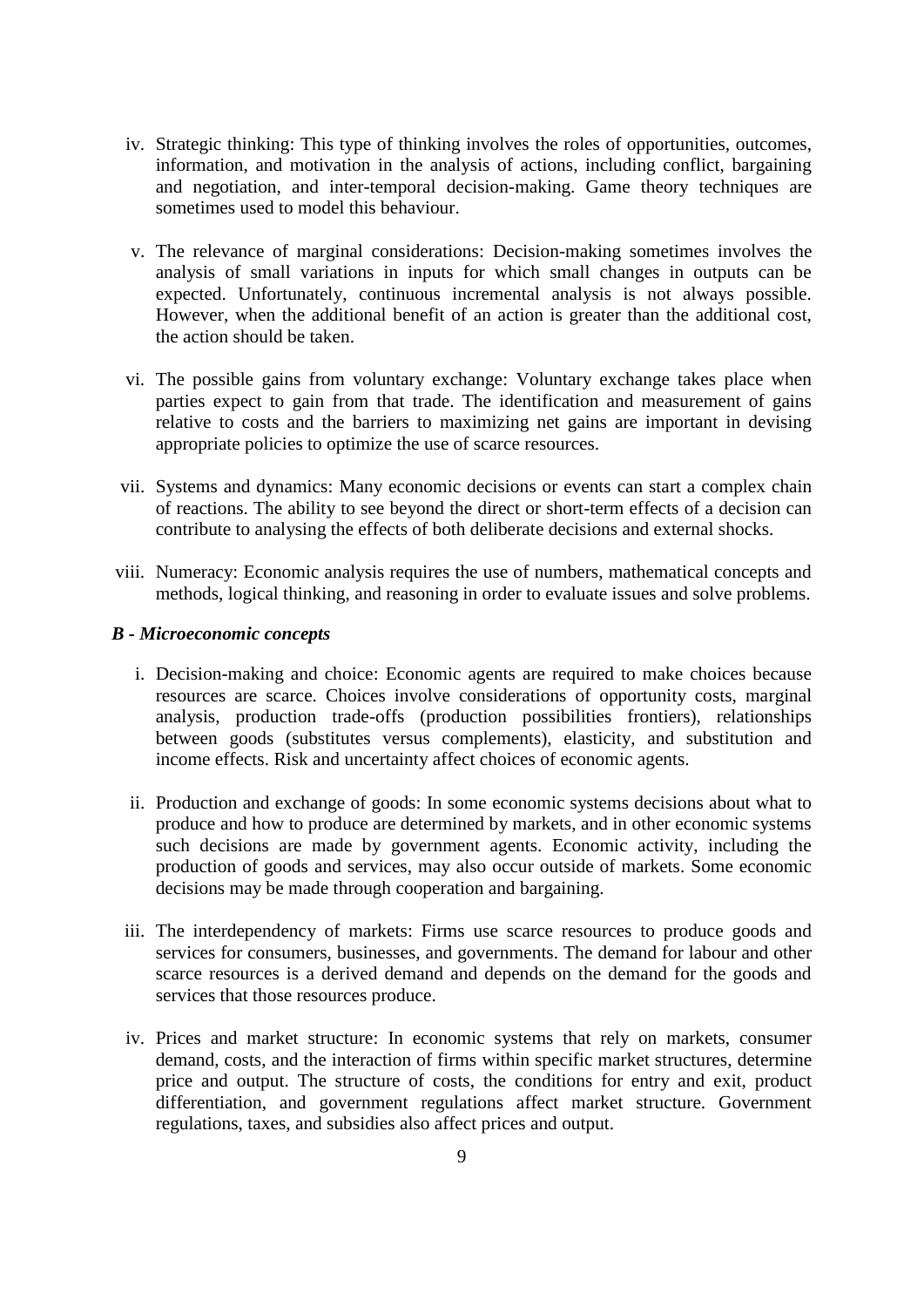iv. Strategic thinking: This type of thinking involves the roles of opportunities, outcomes, information, and motivation in the analysis of actions, including conflict, bargaining and negotiation, and inter-temporal decision-making. Game theory techniques are sometimes used to model this behaviour.

v. The relevance of marginal considerations: Decision-making sometimes involves the analysis of small variations in inputs for which small changes in outputs can be expected. Unfortunately, continuous incremental analysis is not always possible. However, when the additional benefit of an action is greater than the additional cost, the action should be taken.

vi. The possible gains from voluntary exchange: Voluntary exchange takes place when parties expect to gain from that trade. The identification and measurement of gains relative to costs and the barriers to maximizing net gains are important in devising appropriate policies to optimize the use of scarce resources.

vii. Systems and dynamics: Many economic decisions or events can start a complex chain of reactions. The ability to see beyond the direct or short-term effects of a decision can contribute to analysing the effects of both deliberate decisions and external shocks.

viii. Numeracy: Economic analysis requires the use of numbers, mathematical concepts and methods, logical thinking, and reasoning in order to evaluate issues and solve problems.

***B - Microeconomic concepts***

i. Decision-making and choice: Economic agents are required to make choices because resources are scarce. Choices involve considerations of opportunity costs, marginal analysis, production trade-offs (production possibilities frontiers), relationships between goods (substitutes versus complements), elasticity, and substitution and income effects. Risk and uncertainty affect choices of economic agents.

ii. Production and exchange of goods: In some economic systems decisions about what to produce and how to produce are determined by markets, and in other economic systems such decisions are made by government agents. Economic activity, including the production of goods and services, may also occur outside of markets. Some economic decisions may be made through cooperation and bargaining.

iii. The interdependency of markets: Firms use scarce resources to produce goods and services for consumers, businesses, and governments. The demand for labour and other scarce resources is a derived demand and depends on the demand for the goods and services that those resources produce.

iv. Prices and market structure: In economic systems that rely on markets, consumer demand, costs, and the interaction of firms within specific market structures, determine price and output. The structure of costs, the conditions for entry and exit, product differentiation, and government regulations affect market structure. Government regulations, taxes, and subsidies also affect prices and output.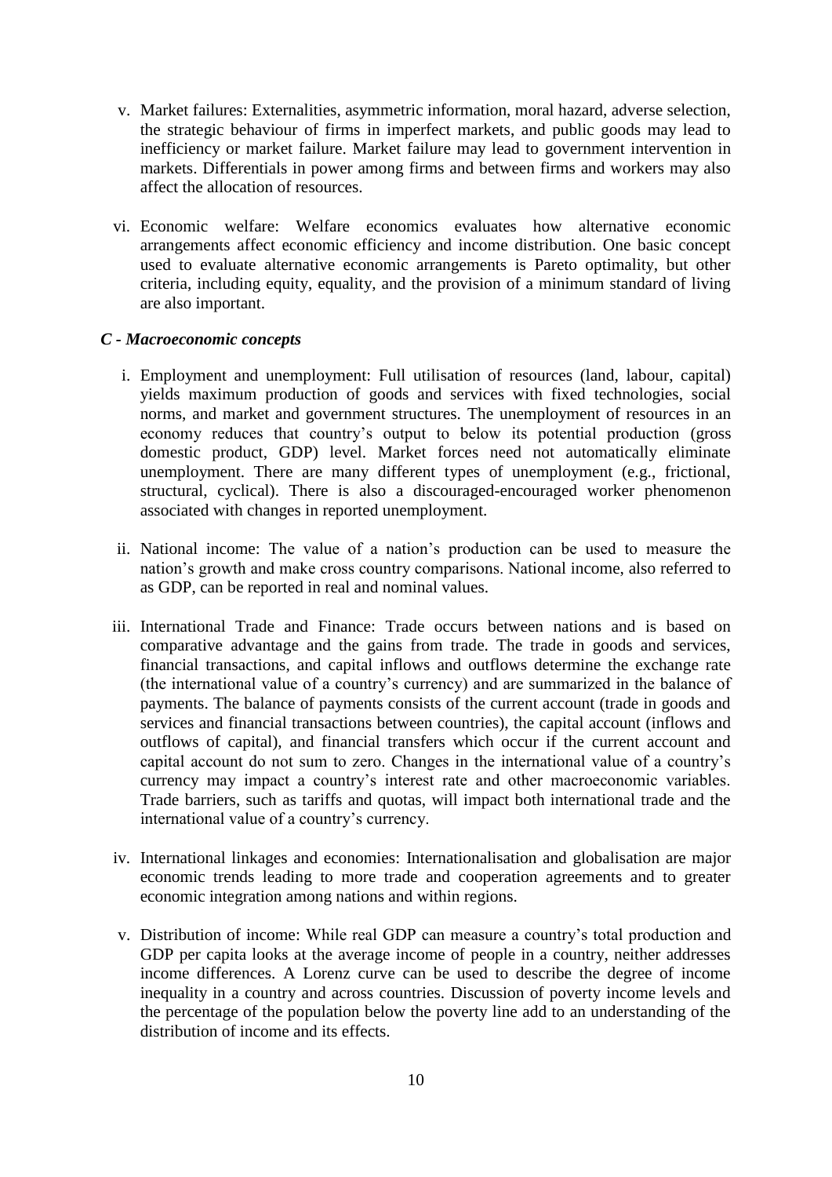v. Market failures: Externalities, asymmetric information, moral hazard, adverse selection, the strategic behaviour of firms in imperfect markets, and public goods may lead to inefficiency or market failure. Market failure may lead to government intervention in markets. Differentials in power among firms and between firms and workers may also affect the allocation of resources.

vi. Economic welfare: Welfare economics evaluates how alternative economic arrangements affect economic efficiency and income distribution. One basic concept used to evaluate alternative economic arrangements is Pareto optimality, but other criteria, including equity, equality, and the provision of a minimum standard of living are also important.

***C - Macroeconomic concepts***

i. Employment and unemployment: Full utilisation of resources (land, labour, capital) yields maximum production of goods and services with fixed technologies, social norms, and market and government structures. The unemployment of resources in an economy reduces that country's output to below its potential production (gross domestic product, GDP) level. Market forces need not automatically eliminate unemployment. There are many different types of unemployment (e.g., frictional, structural, cyclical). There is also a discouraged-encouraged worker phenomenon associated with changes in reported unemployment.

ii. National income: The value of a nation's production can be used to measure the nation's growth and make cross country comparisons. National income, also referred to as GDP, can be reported in real and nominal values.

iii. International Trade and Finance: Trade occurs between nations and is based on comparative advantage and the gains from trade. The trade in goods and services, financial transactions, and capital inflows and outflows determine the exchange rate (the international value of a country's currency) and are summarized in the balance of payments. The balance of payments consists of the current account (trade in goods and services and financial transactions between countries), the capital account (inflows and outflows of capital), and financial transfers which occur if the current account and capital account do not sum to zero. Changes in the international value of a country's currency may impact a country's interest rate and other macroeconomic variables. Trade barriers, such as tariffs and quotas, will impact both international trade and the international value of a country's currency.

iv. International linkages and economies: Internationalisation and globalisation are major economic trends leading to more trade and cooperation agreements and to greater economic integration among nations and within regions.

v. Distribution of income: While real GDP can measure a country's total production and GDP per capita looks at the average income of people in a country, neither addresses income differences. A Lorenz curve can be used to describe the degree of income inequality in a country and across countries. Discussion of poverty income levels and the percentage of the population below the poverty line add to an understanding of the distribution of income and its effects.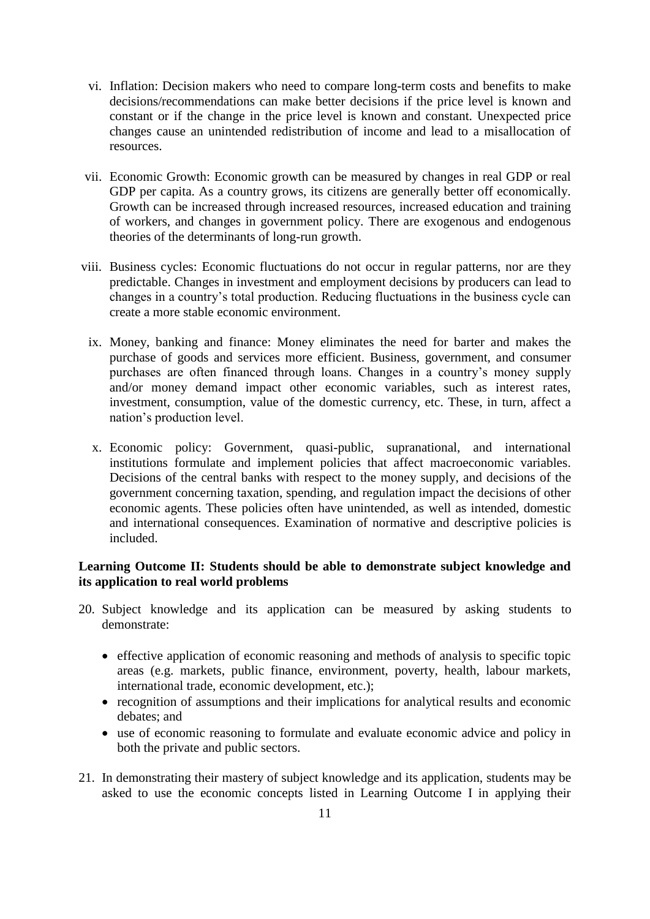vi. Inflation: Decision makers who need to compare long-term costs and benefits to make decisions/recommendations can make better decisions if the price level is known and constant or if the change in the price level is known and constant. Unexpected price changes cause an unintended redistribution of income and lead to a misallocation of resources.

vii. Economic Growth: Economic growth can be measured by changes in real GDP or real GDP per capita. As a country grows, its citizens are generally better off economically. Growth can be increased through increased resources, increased education and training of workers, and changes in government policy. There are exogenous and endogenous theories of the determinants of long-run growth.

viii. Business cycles: Economic fluctuations do not occur in regular patterns, nor are they predictable. Changes in investment and employment decisions by producers can lead to changes in a country's total production. Reducing fluctuations in the business cycle can create a more stable economic environment.

ix. Money, banking and finance: Money eliminates the need for barter and makes the purchase of goods and services more efficient. Business, government, and consumer purchases are often financed through loans. Changes in a country's money supply and/or money demand impact other economic variables, such as interest rates, investment, consumption, value of the domestic currency, etc. These, in turn, affect a nation's production level.

x. Economic policy: Government, quasi-public, supranational, and international institutions formulate and implement policies that affect macroeconomic variables. Decisions of the central banks with respect to the money supply, and decisions of the government concerning taxation, spending, and regulation impact the decisions of other economic agents. These policies often have unintended, as well as intended, domestic and international consequences. Examination of normative and descriptive policies is included.

**Learning Outcome II: Students should be able to demonstrate subject knowledge and its application to real world problems**

20. Subject knowledge and its application can be measured by asking students to demonstrate:

    - effective application of economic reasoning and methods of analysis to specific topic areas (e.g. markets, public finance, environment, poverty, health, labour markets, international trade, economic development, etc.);
    - recognition of assumptions and their implications for analytical results and economic debates; and
    - use of economic reasoning to formulate and evaluate economic advice and policy in both the private and public sectors.

21. In demonstrating their mastery of subject knowledge and its application, students may be asked to use the economic concepts listed in Learning Outcome I in applying their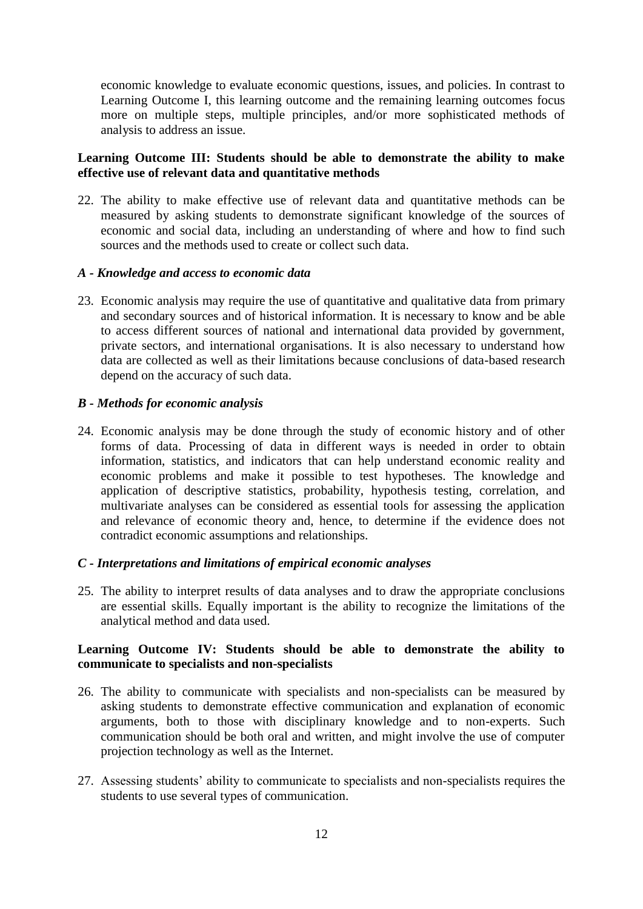economic knowledge to evaluate economic questions, issues, and policies. In contrast to Learning Outcome I, this learning outcome and the remaining learning outcomes focus more on multiple steps, multiple principles, and/or more sophisticated methods of analysis to address an issue.

**Learning Outcome III: Students should be able to demonstrate the ability to make effective use of relevant data and quantitative methods**

22. The ability to make effective use of relevant data and quantitative methods can be measured by asking students to demonstrate significant knowledge of the sources of economic and social data, including an understanding of where and how to find such sources and the methods used to create or collect such data.

***A - Knowledge and access to economic data***

23. Economic analysis may require the use of quantitative and qualitative data from primary and secondary sources and of historical information. It is necessary to know and be able to access different sources of national and international data provided by government, private sectors, and international organisations. It is also necessary to understand how data are collected as well as their limitations because conclusions of data-based research depend on the accuracy of such data.

***B - Methods for economic analysis***

24. Economic analysis may be done through the study of economic history and of other forms of data. Processing of data in different ways is needed in order to obtain information, statistics, and indicators that can help understand economic reality and economic problems and make it possible to test hypotheses. The knowledge and application of descriptive statistics, probability, hypothesis testing, correlation, and multivariate analyses can be considered as essential tools for assessing the application and relevance of economic theory and, hence, to determine if the evidence does not contradict economic assumptions and relationships.

***C - Interpretations and limitations of empirical economic analyses***

25. The ability to interpret results of data analyses and to draw the appropriate conclusions are essential skills. Equally important is the ability to recognize the limitations of the analytical method and data used.

**Learning Outcome IV: Students should be able to demonstrate the ability to communicate to specialists and non-specialists**

26. The ability to communicate with specialists and non-specialists can be measured by asking students to demonstrate effective communication and explanation of economic arguments, both to those with disciplinary knowledge and to non-experts. Such communication should be both oral and written, and might involve the use of computer projection technology as well as the Internet.

27. Assessing students' ability to communicate to specialists and non-specialists requires the students to use several types of communication.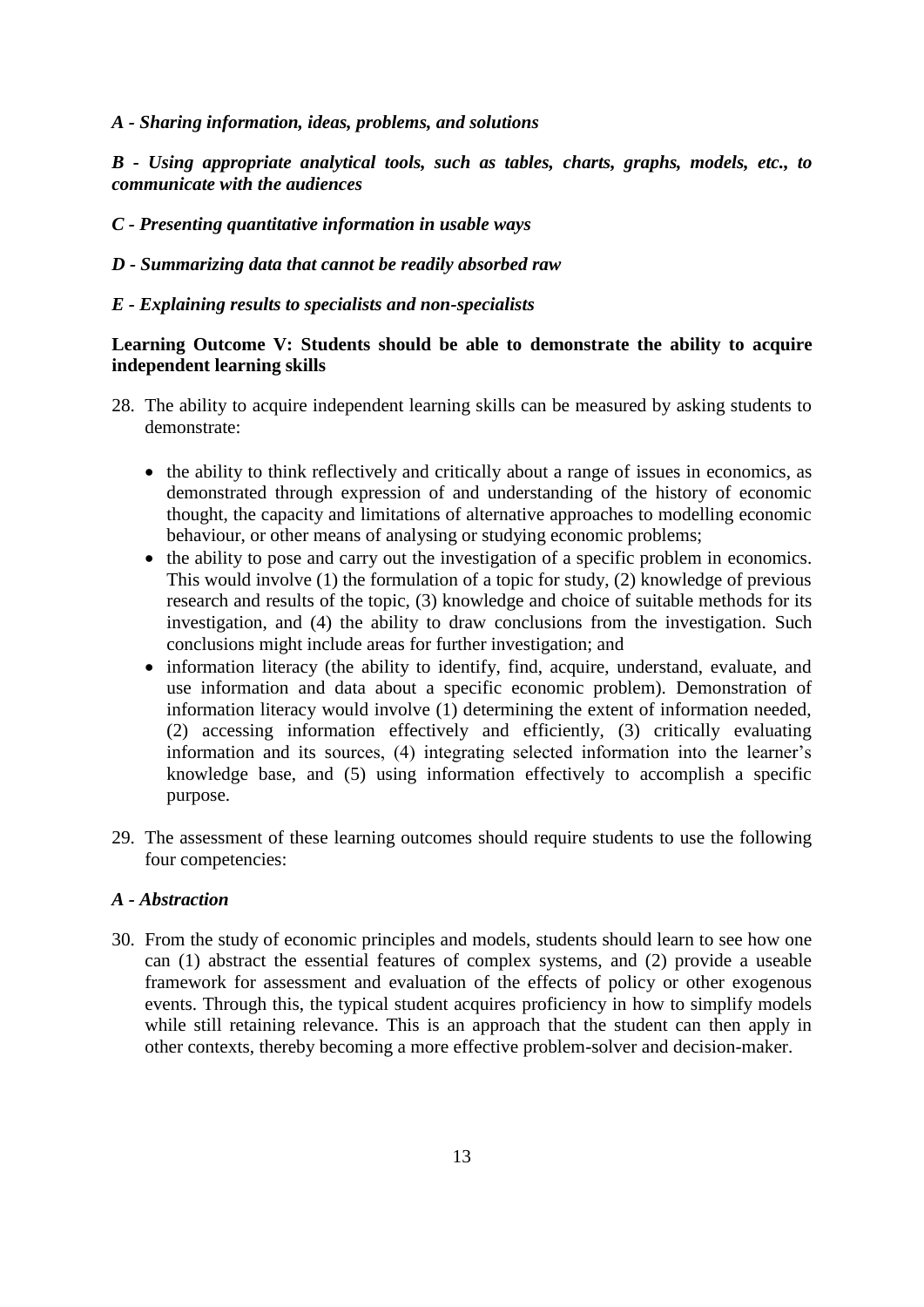***A - Sharing information, ideas, problems, and solutions***

***B - Using appropriate analytical tools, such as tables, charts, graphs, models, etc., to communicate with the audiences***

***C - Presenting quantitative information in usable ways***

***D - Summarizing data that cannot be readily absorbed raw***

***E - Explaining results to specialists and non-specialists***

**Learning Outcome V: Students should be able to demonstrate the ability to acquire independent learning skills**

28. The ability to acquire independent learning skills can be measured by asking students to demonstrate:

    - the ability to think reflectively and critically about a range of issues in economics, as demonstrated through expression of and understanding of the history of economic thought, the capacity and limitations of alternative approaches to modelling economic behaviour, or other means of analysing or studying economic problems;
    - the ability to pose and carry out the investigation of a specific problem in economics. This would involve (1) the formulation of a topic for study, (2) knowledge of previous research and results of the topic, (3) knowledge and choice of suitable methods for its investigation, and (4) the ability to draw conclusions from the investigation. Such conclusions might include areas for further investigation; and
    - information literacy (the ability to identify, find, acquire, understand, evaluate, and use information and data about a specific economic problem). Demonstration of information literacy would involve (1) determining the extent of information needed, (2) accessing information effectively and efficiently, (3) critically evaluating information and its sources, (4) integrating selected information into the learner's knowledge base, and (5) using information effectively to accomplish a specific purpose.

29. The assessment of these learning outcomes should require students to use the following four competencies:

***A - Abstraction***

30. From the study of economic principles and models, students should learn to see how one can (1) abstract the essential features of complex systems, and (2) provide a useable framework for assessment and evaluation of the effects of policy or other exogenous events. Through this, the typical student acquires proficiency in how to simplify models while still retaining relevance. This is an approach that the student can then apply in other contexts, thereby becoming a more effective problem-solver and decision-maker.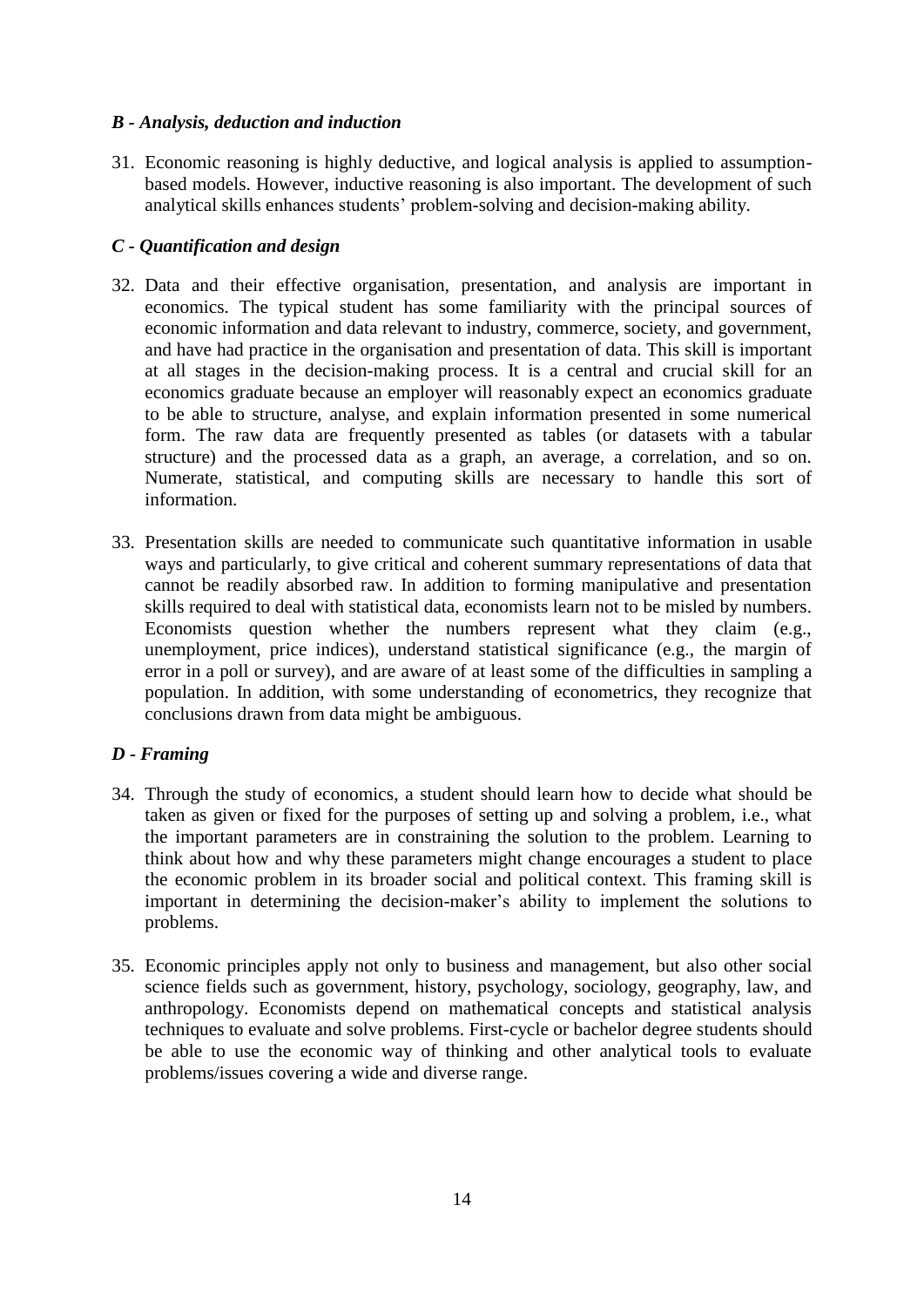### *B - Analysis, deduction and induction*

31. Economic reasoning is highly deductive, and logical analysis is applied to assumption-based models. However, inductive reasoning is also important. The development of such analytical skills enhances students' problem-solving and decision-making ability.

### *C - Quantification and design*

32. Data and their effective organisation, presentation, and analysis are important in economics. The typical student has some familiarity with the principal sources of economic information and data relevant to industry, commerce, society, and government, and have had practice in the organisation and presentation of data. This skill is important at all stages in the decision-making process. It is a central and crucial skill for an economics graduate because an employer will reasonably expect an economics graduate to be able to structure, analyse, and explain information presented in some numerical form. The raw data are frequently presented as tables (or datasets with a tabular structure) and the processed data as a graph, an average, a correlation, and so on. Numerate, statistical, and computing skills are necessary to handle this sort of information.

33. Presentation skills are needed to communicate such quantitative information in usable ways and particularly, to give critical and coherent summary representations of data that cannot be readily absorbed raw. In addition to forming manipulative and presentation skills required to deal with statistical data, economists learn not to be misled by numbers. Economists question whether the numbers represent what they claim (e.g., unemployment, price indices), understand statistical significance (e.g., the margin of error in a poll or survey), and are aware of at least some of the difficulties in sampling a population. In addition, with some understanding of econometrics, they recognize that conclusions drawn from data might be ambiguous.

### *D - Framing*

34. Through the study of economics, a student should learn how to decide what should be taken as given or fixed for the purposes of setting up and solving a problem, i.e., what the important parameters are in constraining the solution to the problem. Learning to think about how and why these parameters might change encourages a student to place the economic problem in its broader social and political context. This framing skill is important in determining the decision-maker's ability to implement the solutions to problems.

35. Economic principles apply not only to business and management, but also other social science fields such as government, history, psychology, sociology, geography, law, and anthropology. Economists depend on mathematical concepts and statistical analysis techniques to evaluate and solve problems. First-cycle or bachelor degree students should be able to use the economic way of thinking and other analytical tools to evaluate problems/issues covering a wide and diverse range.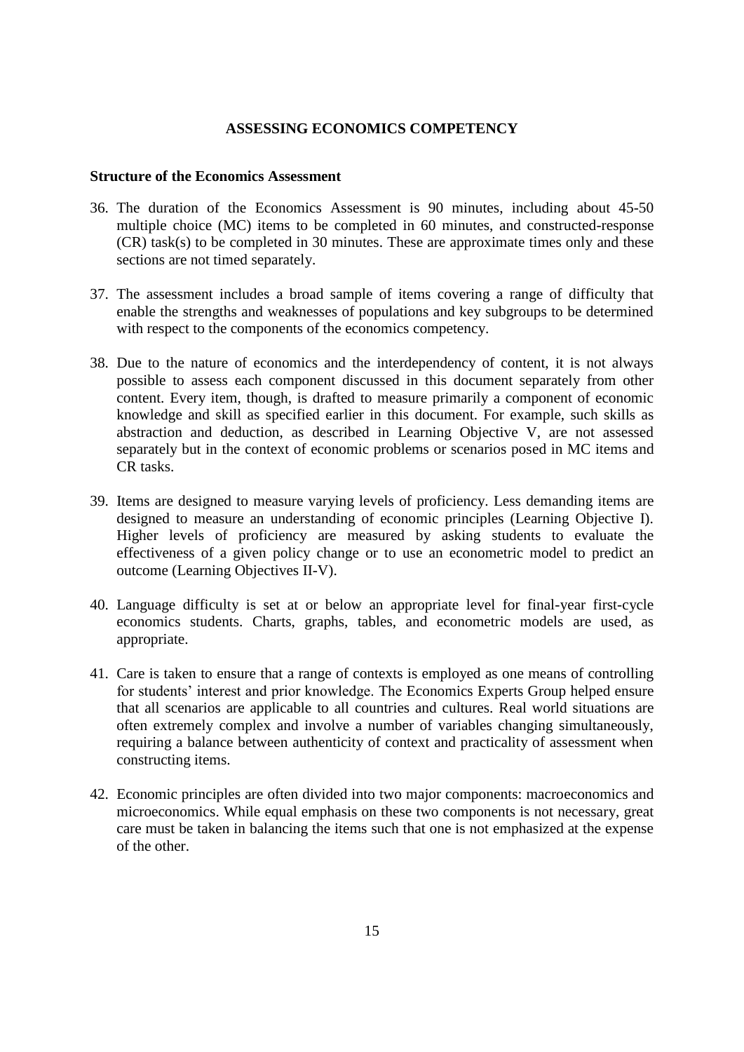# ASSESSING ECONOMICS COMPETENCY

## Structure of the Economics Assessment

36. The duration of the Economics Assessment is 90 minutes, including about 45-50 multiple choice (MC) items to be completed in 60 minutes, and constructed-response (CR) task(s) to be completed in 30 minutes. These are approximate times only and these sections are not timed separately.

37. The assessment includes a broad sample of items covering a range of difficulty that enable the strengths and weaknesses of populations and key subgroups to be determined with respect to the components of the economics competency.

38. Due to the nature of economics and the interdependency of content, it is not always possible to assess each component discussed in this document separately from other content. Every item, though, is drafted to measure primarily a component of economic knowledge and skill as specified earlier in this document. For example, such skills as abstraction and deduction, as described in Learning Objective V, are not assessed separately but in the context of economic problems or scenarios posed in MC items and CR tasks.

39. Items are designed to measure varying levels of proficiency. Less demanding items are designed to measure an understanding of economic principles (Learning Objective I). Higher levels of proficiency are measured by asking students to evaluate the effectiveness of a given policy change or to use an econometric model to predict an outcome (Learning Objectives II-V).

40. Language difficulty is set at or below an appropriate level for final-year first-cycle economics students. Charts, graphs, tables, and econometric models are used, as appropriate.

41. Care is taken to ensure that a range of contexts is employed as one means of controlling for students' interest and prior knowledge. The Economics Experts Group helped ensure that all scenarios are applicable to all countries and cultures. Real world situations are often extremely complex and involve a number of variables changing simultaneously, requiring a balance between authenticity of context and practicality of assessment when constructing items.

42. Economic principles are often divided into two major components: macroeconomics and microeconomics. While equal emphasis on these two components is not necessary, great care must be taken in balancing the items such that one is not emphasized at the expense of the other.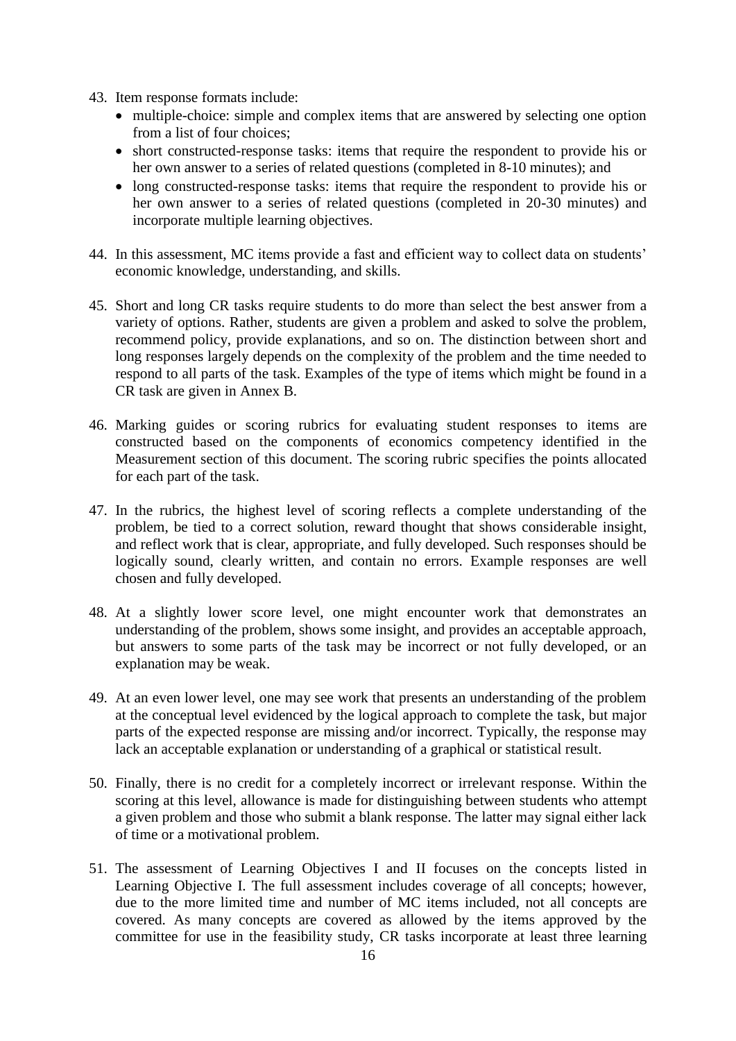43. Item response formats include:
    - multiple-choice: simple and complex items that are answered by selecting one option from a list of four choices;
    - short constructed-response tasks: items that require the respondent to provide his or her own answer to a series of related questions (completed in 8-10 minutes); and
    - long constructed-response tasks: items that require the respondent to provide his or her own answer to a series of related questions (completed in 20-30 minutes) and incorporate multiple learning objectives.

44. In this assessment, MC items provide a fast and efficient way to collect data on students' economic knowledge, understanding, and skills.

45. Short and long CR tasks require students to do more than select the best answer from a variety of options. Rather, students are given a problem and asked to solve the problem, recommend policy, provide explanations, and so on. The distinction between short and long responses largely depends on the complexity of the problem and the time needed to respond to all parts of the task. Examples of the type of items which might be found in a CR task are given in Annex B.

46. Marking guides or scoring rubrics for evaluating student responses to items are constructed based on the components of economics competency identified in the Measurement section of this document. The scoring rubric specifies the points allocated for each part of the task.

47. In the rubrics, the highest level of scoring reflects a complete understanding of the problem, be tied to a correct solution, reward thought that shows considerable insight, and reflect work that is clear, appropriate, and fully developed. Such responses should be logically sound, clearly written, and contain no errors. Example responses are well chosen and fully developed.

48. At a slightly lower score level, one might encounter work that demonstrates an understanding of the problem, shows some insight, and provides an acceptable approach, but answers to some parts of the task may be incorrect or not fully developed, or an explanation may be weak.

49. At an even lower level, one may see work that presents an understanding of the problem at the conceptual level evidenced by the logical approach to complete the task, but major parts of the expected response are missing and/or incorrect. Typically, the response may lack an acceptable explanation or understanding of a graphical or statistical result.

50. Finally, there is no credit for a completely incorrect or irrelevant response. Within the scoring at this level, allowance is made for distinguishing between students who attempt a given problem and those who submit a blank response. The latter may signal either lack of time or a motivational problem.

51. The assessment of Learning Objectives I and II focuses on the concepts listed in Learning Objective I. The full assessment includes coverage of all concepts; however, due to the more limited time and number of MC items included, not all concepts are covered. As many concepts are covered as allowed by the items approved by the committee for use in the feasibility study, CR tasks incorporate at least three learning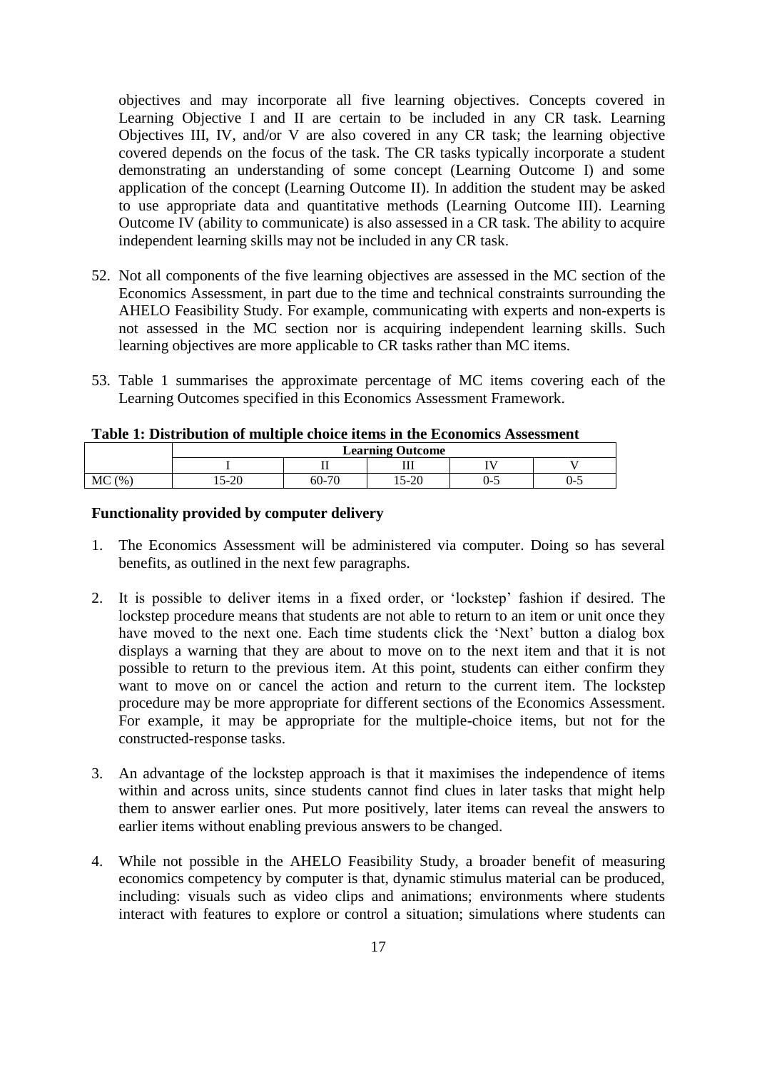objectives and may incorporate all five learning objectives. Concepts covered in Learning Objective I and II are certain to be included in any CR task. Learning Objectives III, IV, and/or V are also covered in any CR task; the learning objective covered depends on the focus of the task. The CR tasks typically incorporate a student demonstrating an understanding of some concept (Learning Outcome I) and some application of the concept (Learning Outcome II). In addition the student may be asked to use appropriate data and quantitative methods (Learning Outcome III). Learning Outcome IV (ability to communicate) is also assessed in a CR task. The ability to acquire independent learning skills may not be included in any CR task.

52. Not all components of the five learning objectives are assessed in the MC section of the Economics Assessment, in part due to the time and technical constraints surrounding the AHELO Feasibility Study. For example, communicating with experts and non-experts is not assessed in the MC section nor is acquiring independent learning skills. Such learning objectives are more applicable to CR tasks rather than MC items.

53. Table 1 summarises the approximate percentage of MC items covering each of the Learning Outcomes specified in this Economics Assessment Framework.

**Table 1: Distribution of multiple choice items in the Economics Assessment**

| | Learning Outcome | | | | |
|---|---|---|---|---|---|
| | I | II | III | IV | V |
| MC (%) | 15-20 | 60-70 | 15-20 | 0-5 | 0-5 |

**Functionality provided by computer delivery**

1. The Economics Assessment will be administered via computer. Doing so has several benefits, as outlined in the next few paragraphs.

2. It is possible to deliver items in a fixed order, or 'lockstep' fashion if desired. The lockstep procedure means that students are not able to return to an item or unit once they have moved to the next one. Each time students click the 'Next' button a dialog box displays a warning that they are about to move on to the next item and that it is not possible to return to the previous item. At this point, students can either confirm they want to move on or cancel the action and return to the current item. The lockstep procedure may be more appropriate for different sections of the Economics Assessment. For example, it may be appropriate for the multiple-choice items, but not for the constructed-response tasks.

3. An advantage of the lockstep approach is that it maximises the independence of items within and across units, since students cannot find clues in later tasks that might help them to answer earlier ones. Put more positively, later items can reveal the answers to earlier items without enabling previous answers to be changed.

4. While not possible in the AHELO Feasibility Study, a broader benefit of measuring economics competency by computer is that, dynamic stimulus material can be produced, including: visuals such as video clips and animations; environments where students interact with features to explore or control a situation; simulations where students can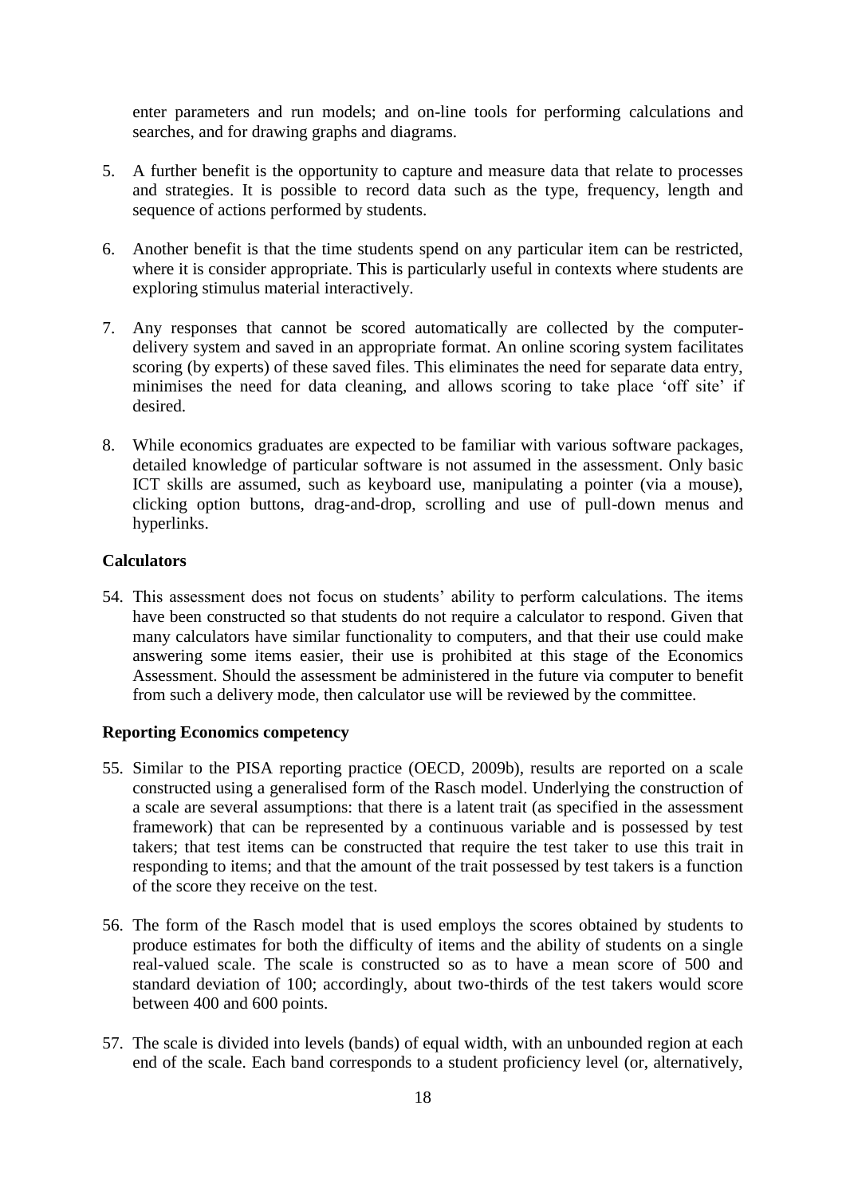enter parameters and run models; and on-line tools for performing calculations and searches, and for drawing graphs and diagrams.

5. A further benefit is the opportunity to capture and measure data that relate to processes and strategies. It is possible to record data such as the type, frequency, length and sequence of actions performed by students.

6. Another benefit is that the time students spend on any particular item can be restricted, where it is consider appropriate. This is particularly useful in contexts where students are exploring stimulus material interactively.

7. Any responses that cannot be scored automatically are collected by the computer-delivery system and saved in an appropriate format. An online scoring system facilitates scoring (by experts) of these saved files. This eliminates the need for separate data entry, minimises the need for data cleaning, and allows scoring to take place 'off site' if desired.

8. While economics graduates are expected to be familiar with various software packages, detailed knowledge of particular software is not assumed in the assessment. Only basic ICT skills are assumed, such as keyboard use, manipulating a pointer (via a mouse), clicking option buttons, drag-and-drop, scrolling and use of pull-down menus and hyperlinks.

**Calculators**

54. This assessment does not focus on students' ability to perform calculations. The items have been constructed so that students do not require a calculator to respond. Given that many calculators have similar functionality to computers, and that their use could make answering some items easier, their use is prohibited at this stage of the Economics Assessment. Should the assessment be administered in the future via computer to benefit from such a delivery mode, then calculator use will be reviewed by the committee.

**Reporting Economics competency**

55. Similar to the PISA reporting practice (OECD, 2009b), results are reported on a scale constructed using a generalised form of the Rasch model. Underlying the construction of a scale are several assumptions: that there is a latent trait (as specified in the assessment framework) that can be represented by a continuous variable and is possessed by test takers; that test items can be constructed that require the test taker to use this trait in responding to items; and that the amount of the trait possessed by test takers is a function of the score they receive on the test.

56. The form of the Rasch model that is used employs the scores obtained by students to produce estimates for both the difficulty of items and the ability of students on a single real-valued scale. The scale is constructed so as to have a mean score of 500 and standard deviation of 100; accordingly, about two-thirds of the test takers would score between 400 and 600 points.

57. The scale is divided into levels (bands) of equal width, with an unbounded region at each end of the scale. Each band corresponds to a student proficiency level (or, alternatively,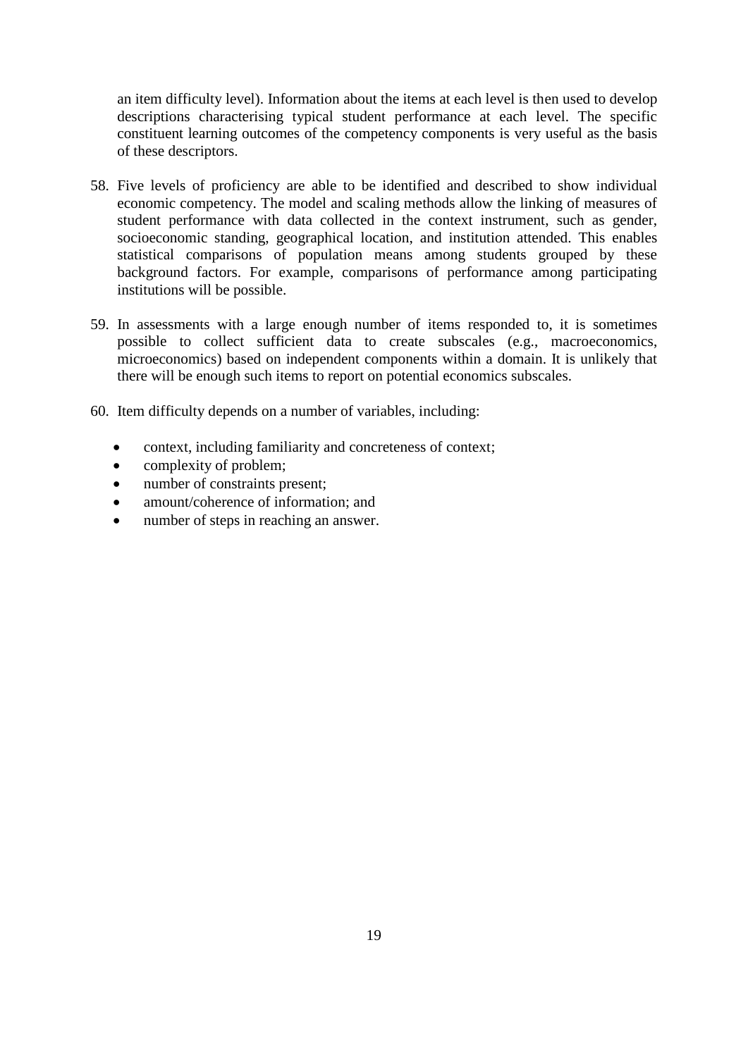an item difficulty level). Information about the items at each level is then used to develop descriptions characterising typical student performance at each level. The specific constituent learning outcomes of the competency components is very useful as the basis of these descriptors.

58. Five levels of proficiency are able to be identified and described to show individual economic competency. The model and scaling methods allow the linking of measures of student performance with data collected in the context instrument, such as gender, socioeconomic standing, geographical location, and institution attended. This enables statistical comparisons of population means among students grouped by these background factors. For example, comparisons of performance among participating institutions will be possible.

59. In assessments with a large enough number of items responded to, it is sometimes possible to collect sufficient data to create subscales (e.g., macroeconomics, microeconomics) based on independent components within a domain. It is unlikely that there will be enough such items to report on potential economics subscales.

60. Item difficulty depends on a number of variables, including:

- context, including familiarity and concreteness of context;
- complexity of problem;
- number of constraints present;
- amount/coherence of information; and
- number of steps in reaching an answer.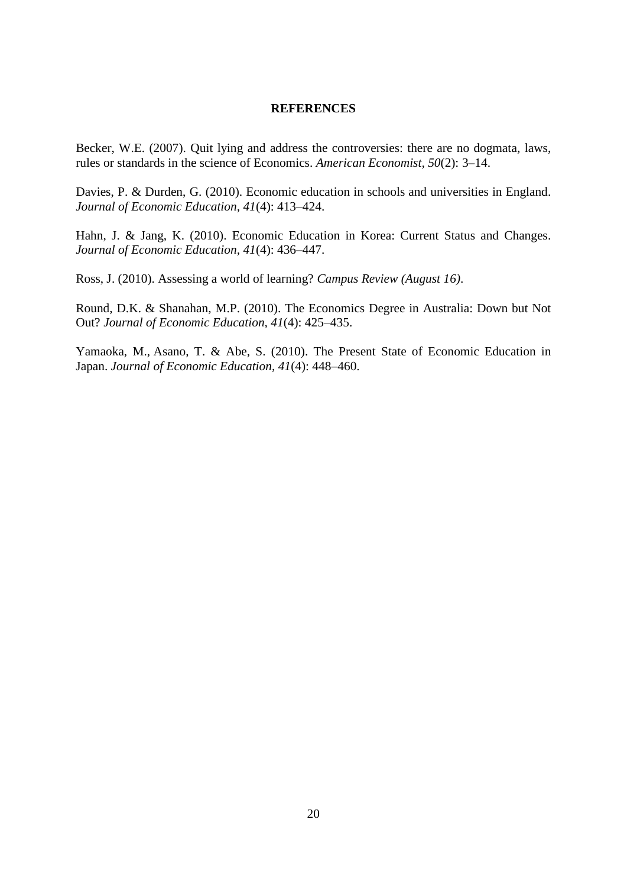# REFERENCES

Becker, W.E. (2007). Quit lying and address the controversies: there are no dogmata, laws, rules or standards in the science of Economics. *American Economist*, *50*(2): 3–14.

Davies, P. & Durden, G. (2010). Economic education in schools and universities in England. *Journal of Economic Education*, *41*(4): 413–424.

Hahn, J. & Jang, K. (2010). Economic Education in Korea: Current Status and Changes. *Journal of Economic Education*, *41*(4): 436–447.

Ross, J. (2010). Assessing a world of learning? *Campus Review (August 16)*.

Round, D.K. & Shanahan, M.P. (2010). The Economics Degree in Australia: Down but Not Out? *Journal of Economic Education*, *41*(4): 425–435.

Yamaoka, M., Asano, T. & Abe, S. (2010). The Present State of Economic Education in Japan. *Journal of Economic Education*, *41*(4): 448–460.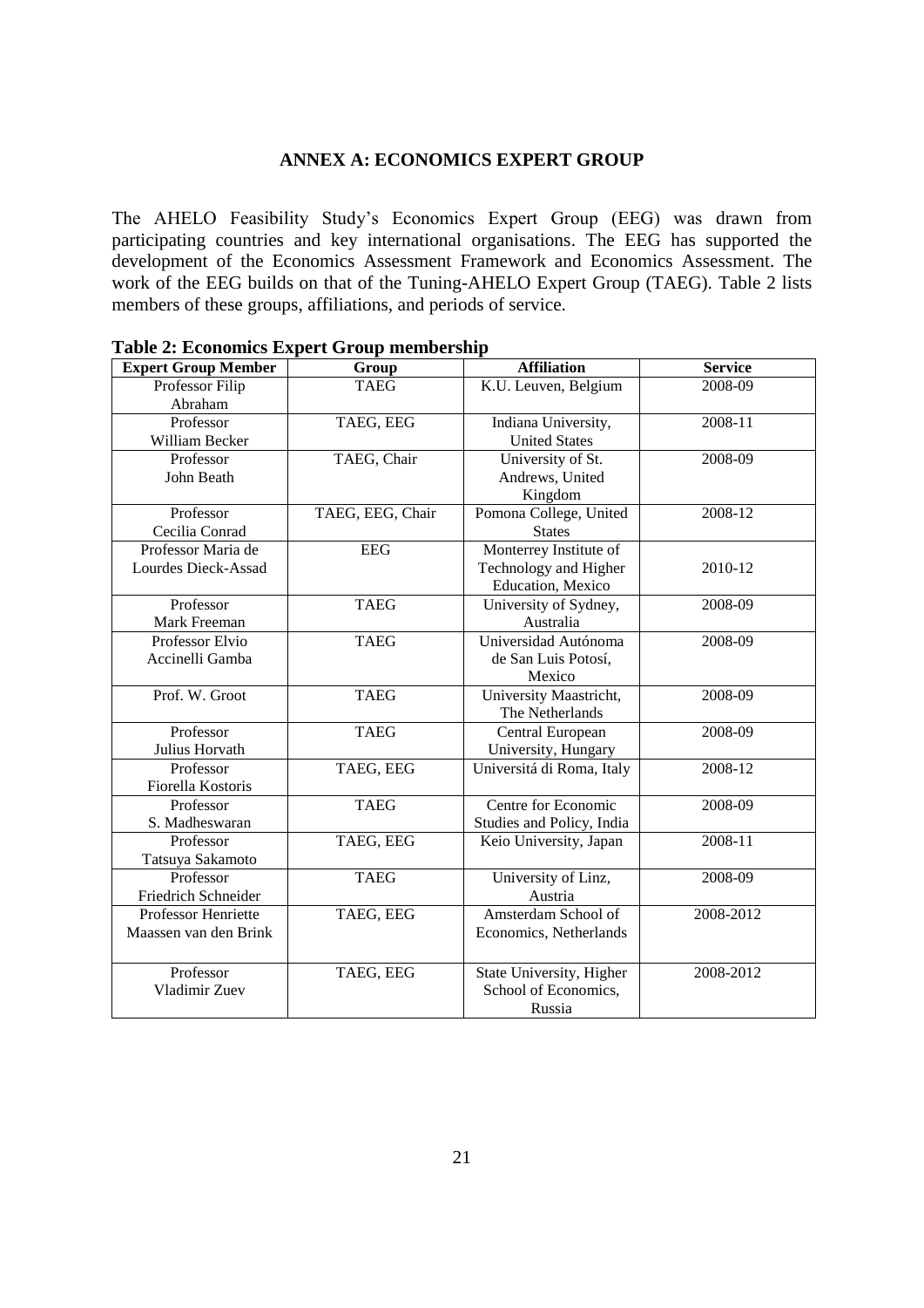## ANNEX A: ECONOMICS EXPERT GROUP

The AHELO Feasibility Study's Economics Expert Group (EEG) was drawn from participating countries and key international organisations. The EEG has supported the development of the Economics Assessment Framework and Economics Assessment. The work of the EEG builds on that of the Tuning-AHELO Expert Group (TAEG). Table 2 lists members of these groups, affiliations, and periods of service.

**Table 2: Economics Expert Group membership**

| Expert Group Member | Group | Affiliation | Service |
|---|---|---|---|
| Professor Filip Abraham | TAEG | K.U. Leuven, Belgium | 2008-09 |
| Professor William Becker | TAEG, EEG | Indiana University, United States | 2008-11 |
| Professor John Beath | TAEG, Chair | University of St. Andrews, United Kingdom | 2008-09 |
| Professor Cecilia Conrad | TAEG, EEG, Chair | Pomona College, United States | 2008-12 |
| Professor Maria de Lourdes Dieck-Assad | EEG | Monterrey Institute of Technology and Higher Education, Mexico | 2010-12 |
| Professor Mark Freeman | TAEG | University of Sydney, Australia | 2008-09 |
| Professor Elvio Accinelli Gamba | TAEG | Universidad Autónoma de San Luis Potosí, Mexico | 2008-09 |
| Prof. W. Groot | TAEG | University Maastricht, The Netherlands | 2008-09 |
| Professor Julius Horvath | TAEG | Central European University, Hungary | 2008-09 |
| Professor Fiorella Kostoris | TAEG, EEG | Universitá di Roma, Italy | 2008-12 |
| Professor S. Madheswaran | TAEG | Centre for Economic Studies and Policy, India | 2008-09 |
| Professor Tatsuya Sakamoto | TAEG, EEG | Keio University, Japan | 2008-11 |
| Professor Friedrich Schneider | TAEG | University of Linz, Austria | 2008-09 |
| Professor Henriette Maassen van den Brink | TAEG, EEG | Amsterdam School of Economics, Netherlands | 2008-2012 |
| Professor Vladimir Zuev | TAEG, EEG | State University, Higher School of Economics, Russia | 2008-2012 |